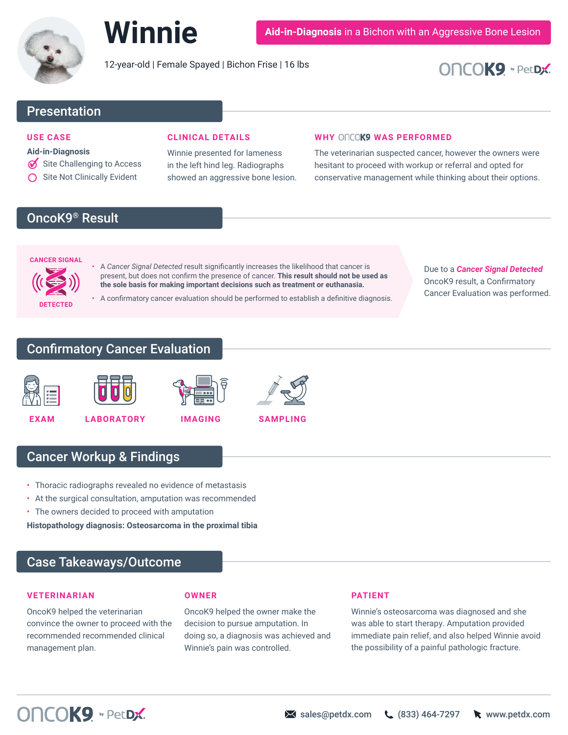# Winnie

**Aid-in-Diagnosis** in a Bichon with an Aggressive Bone Lesion

12-year-old | Female Spayed | Bichon Frise | 16 lbs

OncoK9 by PetDx

## Presentation

### USE CASE

**Aid-in-Diagnosis**

- [x] Site Challenging to Access
- [ ] Site Not Clinically Evident

### CLINICAL DETAILS

Winnie presented for lameness in the left hind leg. Radiographs showed an aggressive bone lesion.

### WHY ONCOK9 WAS PERFORMED

The veterinarian suspected cancer, however the owners were hesitant to proceed with workup or referral and opted for conservative management while thinking about their options.

## OncoK9® Result

CANCER SIGNAL DETECTED

- A *Cancer Signal Detected* result significantly increases the likelihood that cancer is present, but does not confirm the presence of cancer. **This result should not be used as the sole basis for making important decisions such as treatment or euthanasia.**
- A confirmatory cancer evaluation should be performed to establish a definitive diagnosis.

Due to a ***Cancer Signal Detected*** OncoK9 result, a Confirmatory Cancer Evaluation was performed.

## Confirmatory Cancer Evaluation

EXAM | LABORATORY | IMAGING | SAMPLING

## Cancer Workup & Findings

- Thoracic radiographs revealed no evidence of metastasis
- At the surgical consultation, amputation was recommended
- The owners decided to proceed with amputation

**Histopathology diagnosis: Osteosarcoma in the proximal tibia**

## Case Takeaways/Outcome

### VETERINARIAN

OncoK9 helped the veterinarian convince the owner to proceed with the recommended recommended clinical management plan.

### OWNER

OncoK9 helped the owner make the decision to pursue amputation. In doing so, a diagnosis was achieved and Winnie's pain was controlled.

### PATIENT

Winnie's osteosarcoma was diagnosed and she was able to start therapy. Amputation provided immediate pain relief, and also helped Winnie avoid the possibility of a painful pathologic fracture.

OncoK9 by PetDx | sales@petdx.com | (833) 464-7297 | www.petdx.com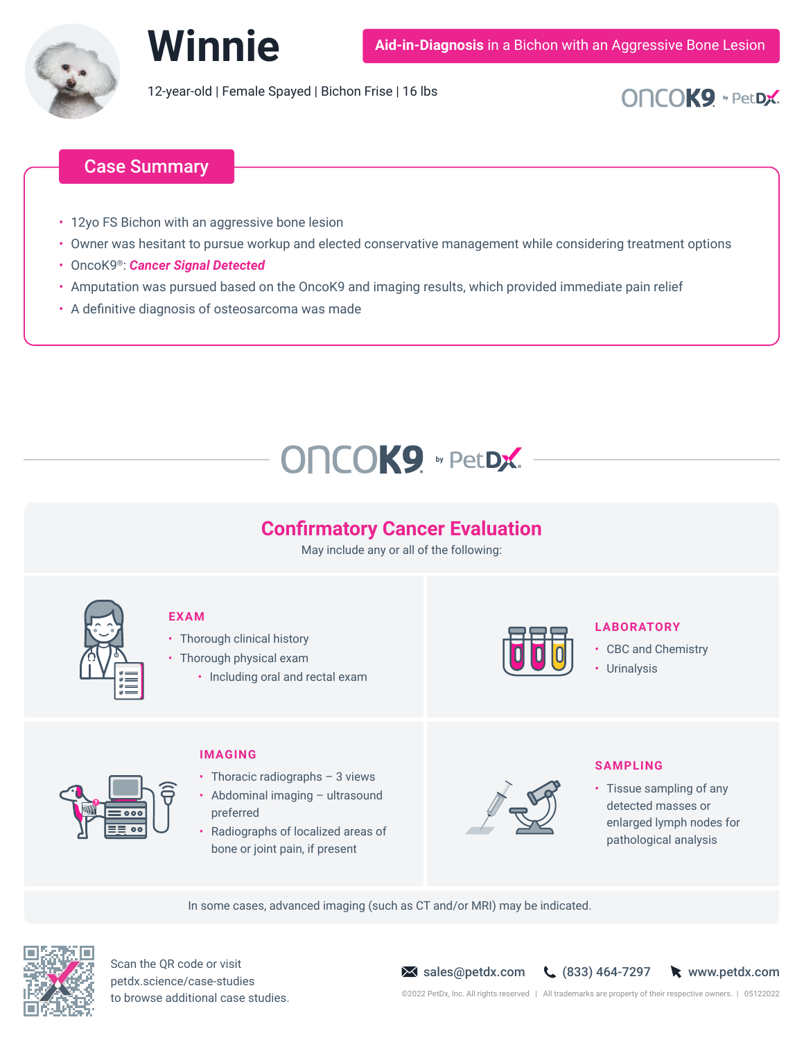# Winnie

12-year-old | Female Spayed | Bichon Frise | 16 lbs

**Aid-in-Diagnosis** in a Bichon with an Aggressive Bone Lesion

OncoK9 by PetDx

## Case Summary

- 12yo FS Bichon with an aggressive bone lesion
- Owner was hesitant to pursue workup and elected conservative management while considering treatment options
- OncoK9®: ***Cancer Signal Detected***
- Amputation was pursued based on the OncoK9 and imaging results, which provided immediate pain relief
- A definitive diagnosis of osteosarcoma was made

OncoK9 by PetDx

## Confirmatory Cancer Evaluation

May include any or all of the following:

### EXAM

- Thorough clinical history
- Thorough physical exam
  - Including oral and rectal exam

### LABORATORY

- CBC and Chemistry
- Urinalysis

### IMAGING

- Thoracic radiographs – 3 views
- Abdominal imaging – ultrasound preferred
- Radiographs of localized areas of bone or joint pain, if present

### SAMPLING

- Tissue sampling of any detected masses or enlarged lymph nodes for pathological analysis

In some cases, advanced imaging (such as CT and/or MRI) may be indicated.

Scan the QR code or visit petdx.science/case-studies to browse additional case studies.

sales@petdx.com | (833) 464-7297 | www.petdx.com

©2022 PetDx, Inc. All rights reserved | All trademarks are property of their respective owners. | 05122022